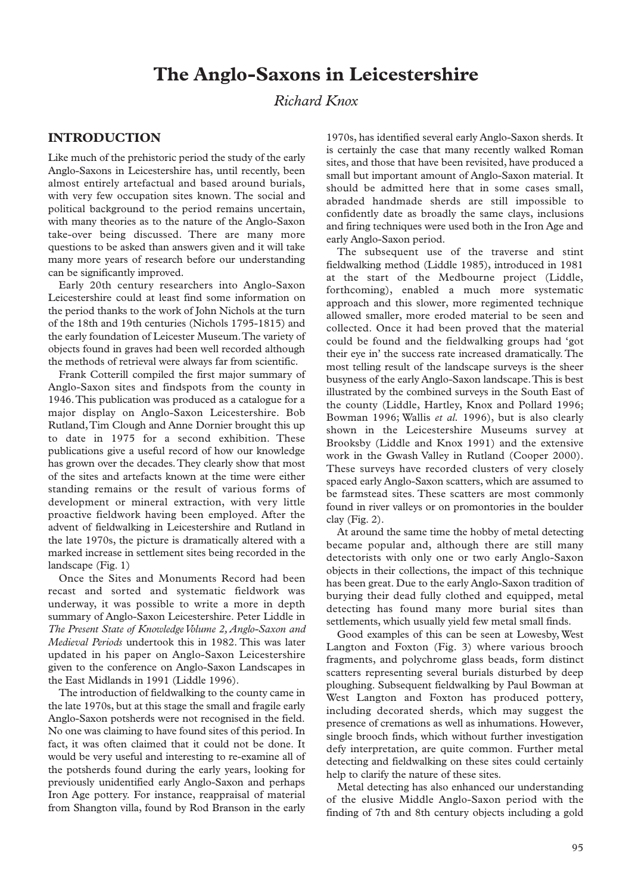# The Anglo-Saxons in Leicestershire

*Richard Knox*

## INTRODUCTION

Like much of the prehistoric period the study of the early Anglo-Saxons in Leicestershire has, until recently, been almost entirely artefactual and based around burials, with very few occupation sites known. The social and political background to the period remains uncertain, with many theories as to the nature of the Anglo-Saxon take-over being discussed. There are many more questions to be asked than answers given and it will take many more years of research before our understanding can be significantly improved.

Early 20th century researchers into Anglo-Saxon Leicestershire could at least find some information on the period thanks to the work of John Nichols at the turn of the 18th and 19th centuries (Nichols 1795-1815) and the early foundation of Leicester Museum. The variety of objects found in graves had been well recorded although the methods of retrieval were always far from scientific.

Frank Cotterill compiled the first major summary of Anglo-Saxon sites and findspots from the county in 1946. This publication was produced as a catalogue for a major display on Anglo-Saxon Leicestershire. Bob Rutland, Tim Clough and Anne Dornier brought this up to date in 1975 for a second exhibition. These publications give a useful record of how our knowledge has grown over the decades. They clearly show that most of the sites and artefacts known at the time were either standing remains or the result of various forms of development or mineral extraction, with very little proactive fieldwork having been employed. After the advent of fieldwalking in Leicestershire and Rutland in the late 1970s, the picture is dramatically altered with a marked increase in settlement sites being recorded in the landscape (Fig. 1)

Once the Sites and Monuments Record had been recast and sorted and systematic fieldwork was underway, it was possible to write a more in depth summary of Anglo-Saxon Leicestershire. Peter Liddle in *The Present State of Knowledge Volume 2, Anglo-Saxon and Medieval Periods* undertook this in 1982. This was later updated in his paper on Anglo-Saxon Leicestershire given to the conference on Anglo-Saxon Landscapes in the East Midlands in 1991 (Liddle 1996).

The introduction of fieldwalking to the county came in the late 1970s, but at this stage the small and fragile early Anglo-Saxon potsherds were not recognised in the field. No one was claiming to have found sites of this period. In fact, it was often claimed that it could not be done. It would be very useful and interesting to re-examine all of the potsherds found during the early years, looking for previously unidentified early Anglo-Saxon and perhaps Iron Age pottery. For instance, reappraisal of material from Shangton villa, found by Rod Branson in the early 1970s, has identified several early Anglo-Saxon sherds. It is certainly the case that many recently walked Roman sites, and those that have been revisited, have produced a small but important amount of Anglo-Saxon material. It should be admitted here that in some cases small, abraded handmade sherds are still impossible to confidently date as broadly the same clays, inclusions and firing techniques were used both in the Iron Age and early Anglo-Saxon period.

The subsequent use of the traverse and stint fieldwalking method (Liddle 1985), introduced in 1981 at the start of the Medbourne project (Liddle, forthcoming), enabled a much more systematic approach and this slower, more regimented technique allowed smaller, more eroded material to be seen and collected. Once it had been proved that the material could be found and the fieldwalking groups had 'got their eye in' the success rate increased dramatically. The most telling result of the landscape surveys is the sheer busyness of the early Anglo-Saxon landscape. This is best illustrated by the combined surveys in the South East of the county (Liddle, Hartley, Knox and Pollard 1996; Bowman 1996; Wallis *et al.* 1996), but is also clearly shown in the Leicestershire Museums survey at Brooksby (Liddle and Knox 1991) and the extensive work in the Gwash Valley in Rutland (Cooper 2000). These surveys have recorded clusters of very closely spaced early Anglo-Saxon scatters, which are assumed to be farmstead sites. These scatters are most commonly found in river valleys or on promontories in the boulder clay (Fig. 2).

At around the same time the hobby of metal detecting became popular and, although there are still many detectorists with only one or two early Anglo-Saxon objects in their collections, the impact of this technique has been great. Due to the early Anglo-Saxon tradition of burying their dead fully clothed and equipped, metal detecting has found many more burial sites than settlements, which usually yield few metal small finds.

Good examples of this can be seen at Lowesby, West Langton and Foxton (Fig. 3) where various brooch fragments, and polychrome glass beads, form distinct scatters representing several burials disturbed by deep ploughing. Subsequent fieldwalking by Paul Bowman at West Langton and Foxton has produced pottery, including decorated sherds, which may suggest the presence of cremations as well as inhumations. However, single brooch finds, which without further investigation defy interpretation, are quite common. Further metal detecting and fieldwalking on these sites could certainly help to clarify the nature of these sites.

Metal detecting has also enhanced our understanding of the elusive Middle Anglo-Saxon period with the finding of 7th and 8th century objects including a gold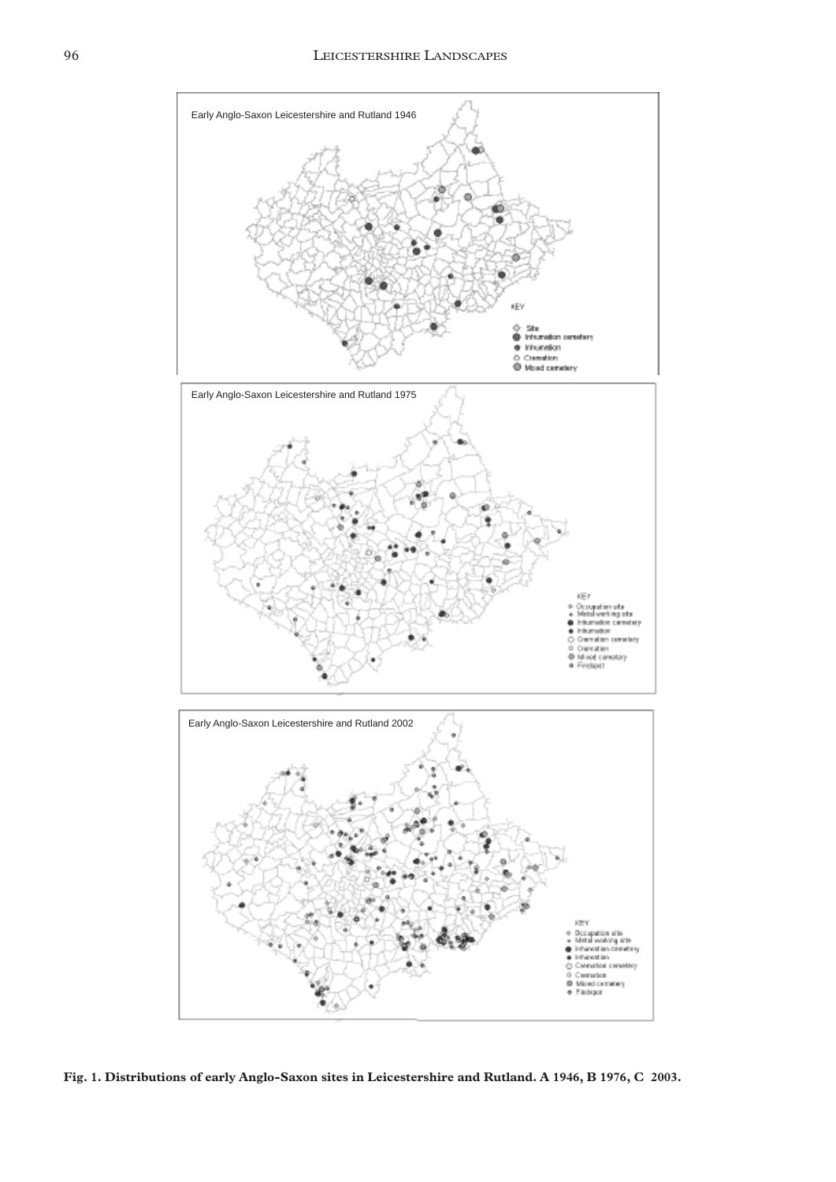**Fig. 1. Distributions of early Anglo-Saxon sites in Leicestershire and Rutland. A 1946, B 1976, C 2003.**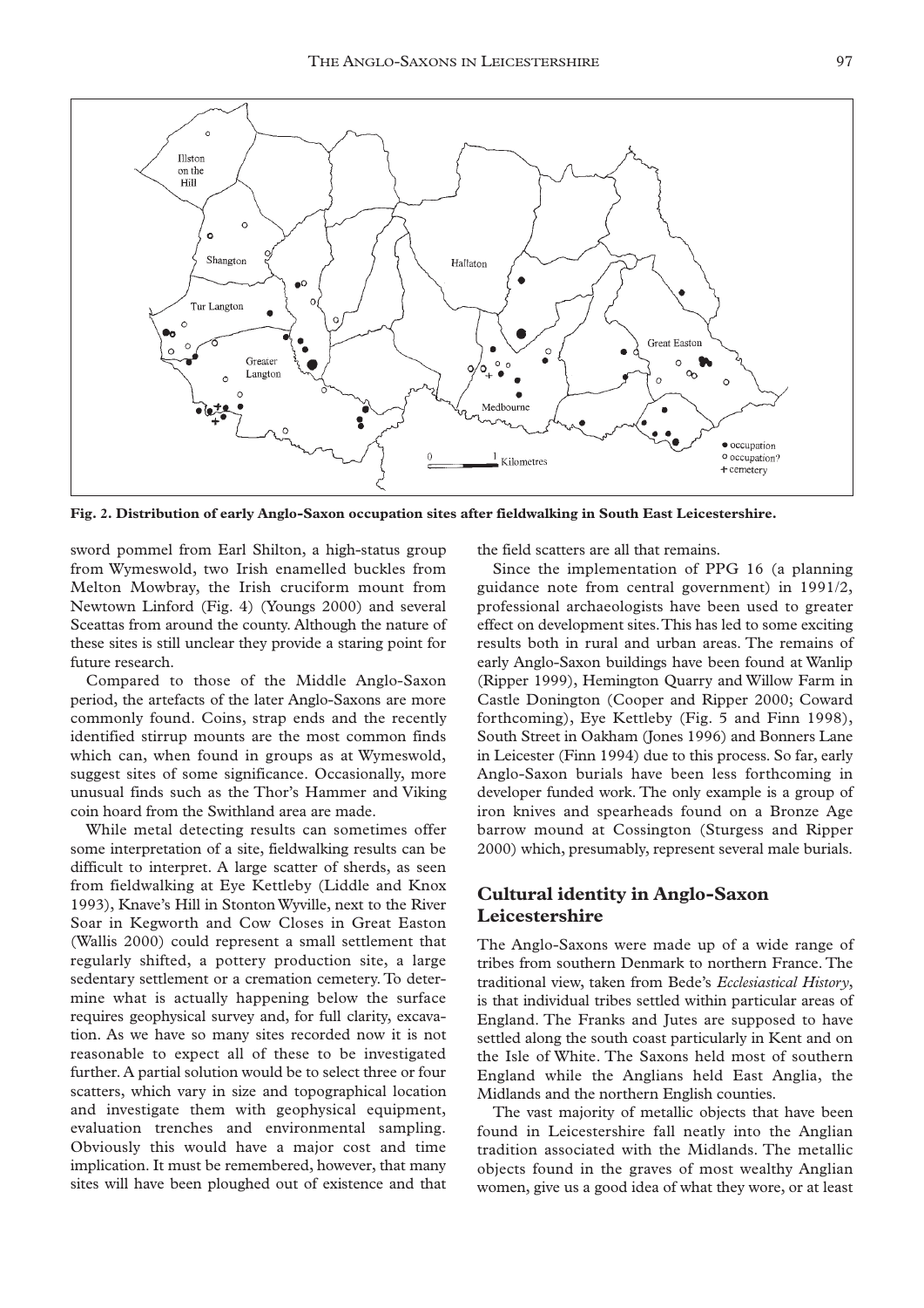Fig. 2. Distribution of early Anglo-Saxon occupation sites after fieldwalking in South East Leicestershire.

sword pommel from Earl Shilton, a high-status group from Wymeswold, two Irish enamelled buckles from Melton Mowbray, the Irish cruciform mount from Newtown Linford (Fig. 4) (Youngs 2000) and several Sceattas from around the county. Although the nature of these sites is still unclear they provide a staring point for future research.

Compared to those of the Middle Anglo-Saxon period, the artefacts of the later Anglo-Saxons are more commonly found. Coins, strap ends and the recently identified stirrup mounts are the most common finds which can, when found in groups as at Wymeswold, suggest sites of some significance. Occasionally, more unusual finds such as the Thor's Hammer and Viking coin hoard from the Swithland area are made.

While metal detecting results can sometimes offer some interpretation of a site, fieldwalking results can be difficult to interpret. A large scatter of sherds, as seen from fieldwalking at Eye Kettleby (Liddle and Knox 1993), Knave's Hill in Stonton Wyville, next to the River Soar in Kegworth and Cow Closes in Great Easton (Wallis 2000) could represent a small settlement that regularly shifted, a pottery production site, a large sedentary settlement or a cremation cemetery. To determine what is actually happening below the surface requires geophysical survey and, for full clarity, excavation. As we have so many sites recorded now it is not reasonable to expect all of these to be investigated further. A partial solution would be to select three or four scatters, which vary in size and topographical location and investigate them with geophysical equipment, evaluation trenches and environmental sampling. Obviously this would have a major cost and time implication. It must be remembered, however, that many sites will have been ploughed out of existence and that the field scatters are all that remains.

Since the implementation of PPG 16 (a planning guidance note from central government) in 1991/2, professional archaeologists have been used to greater effect on development sites. This has led to some exciting results both in rural and urban areas. The remains of early Anglo-Saxon buildings have been found at Wanlip (Ripper 1999), Hemington Quarry and Willow Farm in Castle Donington (Cooper and Ripper 2000; Coward forthcoming), Eye Kettleby (Fig. 5 and Finn 1998), South Street in Oakham (Jones 1996) and Bonners Lane in Leicester (Finn 1994) due to this process. So far, early Anglo-Saxon burials have been less forthcoming in developer funded work. The only example is a group of iron knives and spearheads found on a Bronze Age barrow mound at Cossington (Sturgess and Ripper 2000) which, presumably, represent several male burials.

## Cultural identity in Anglo-Saxon Leicestershire

The Anglo-Saxons were made up of a wide range of tribes from southern Denmark to northern France. The traditional view, taken from Bede's *Ecclesiastical History*, is that individual tribes settled within particular areas of England. The Franks and Jutes are supposed to have settled along the south coast particularly in Kent and on the Isle of White. The Saxons held most of southern England while the Anglians held East Anglia, the Midlands and the northern English counties.

The vast majority of metallic objects that have been found in Leicestershire fall neatly into the Anglian tradition associated with the Midlands. The metallic objects found in the graves of most wealthy Anglian women, give us a good idea of what they wore, or at least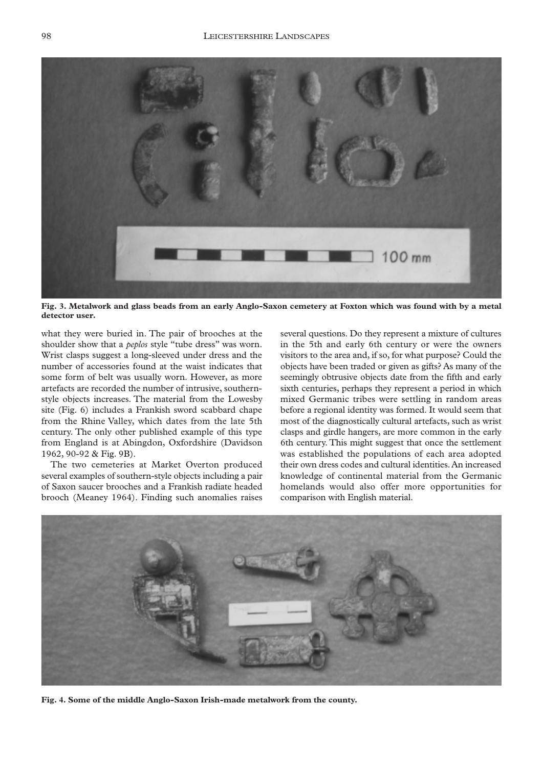**Fig. 3. Metalwork and glass beads from an early Anglo-Saxon cemetery at Foxton which was found with by a metal detector user.**

what they were buried in. The pair of brooches at the shoulder show that a *peplos* style "tube dress" was worn. Wrist clasps suggest a long-sleeved under dress and the number of accessories found at the waist indicates that some form of belt was usually worn. However, as more artefacts are recorded the number of intrusive, southern-style objects increases. The material from the Lowesby site (Fig. 6) includes a Frankish sword scabbard chape from the Rhine Valley, which dates from the late 5th century. The only other published example of this type from England is at Abingdon, Oxfordshire (Davidson 1962, 90-92 & Fig. 9B).

The two cemeteries at Market Overton produced several examples of southern-style objects including a pair of Saxon saucer brooches and a Frankish radiate headed brooch (Meaney 1964). Finding such anomalies raises several questions. Do they represent a mixture of cultures in the 5th and early 6th century or were the owners visitors to the area and, if so, for what purpose? Could the objects have been traded or given as gifts? As many of the seemingly obtrusive objects date from the fifth and early sixth centuries, perhaps they represent a period in which mixed Germanic tribes were settling in random areas before a regional identity was formed. It would seem that most of the diagnostically cultural artefacts, such as wrist clasps and girdle hangers, are more common in the early 6th century. This might suggest that once the settlement was established the populations of each area adopted their own dress codes and cultural identities. An increased knowledge of continental material from the Germanic homelands would also offer more opportunities for comparison with English material.

**Fig. 4. Some of the middle Anglo-Saxon Irish-made metalwork from the county.**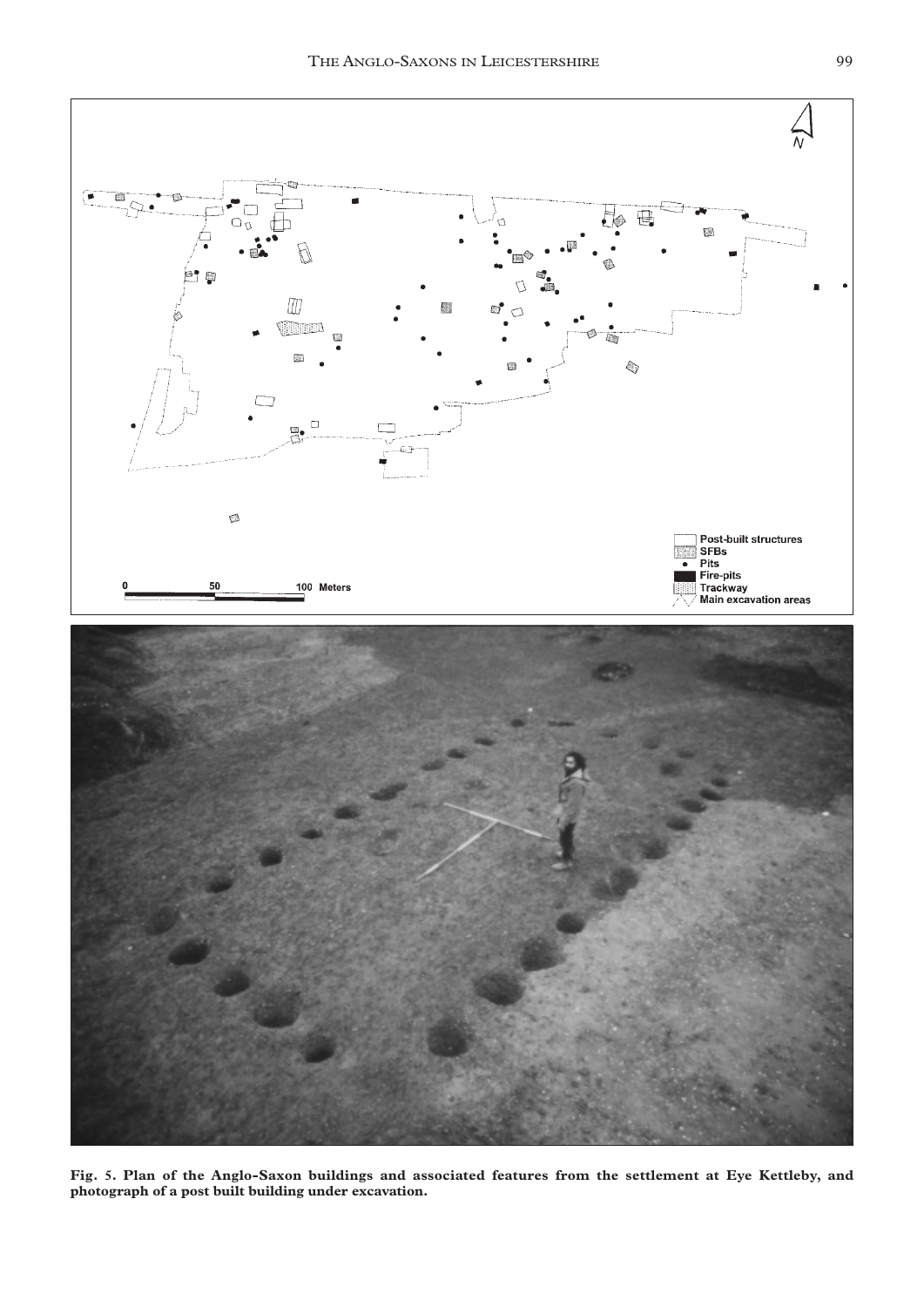Fig. 5. Plan of the Anglo-Saxon buildings and associated features from the settlement at Eye Kettleby, and photograph of a post built building under excavation.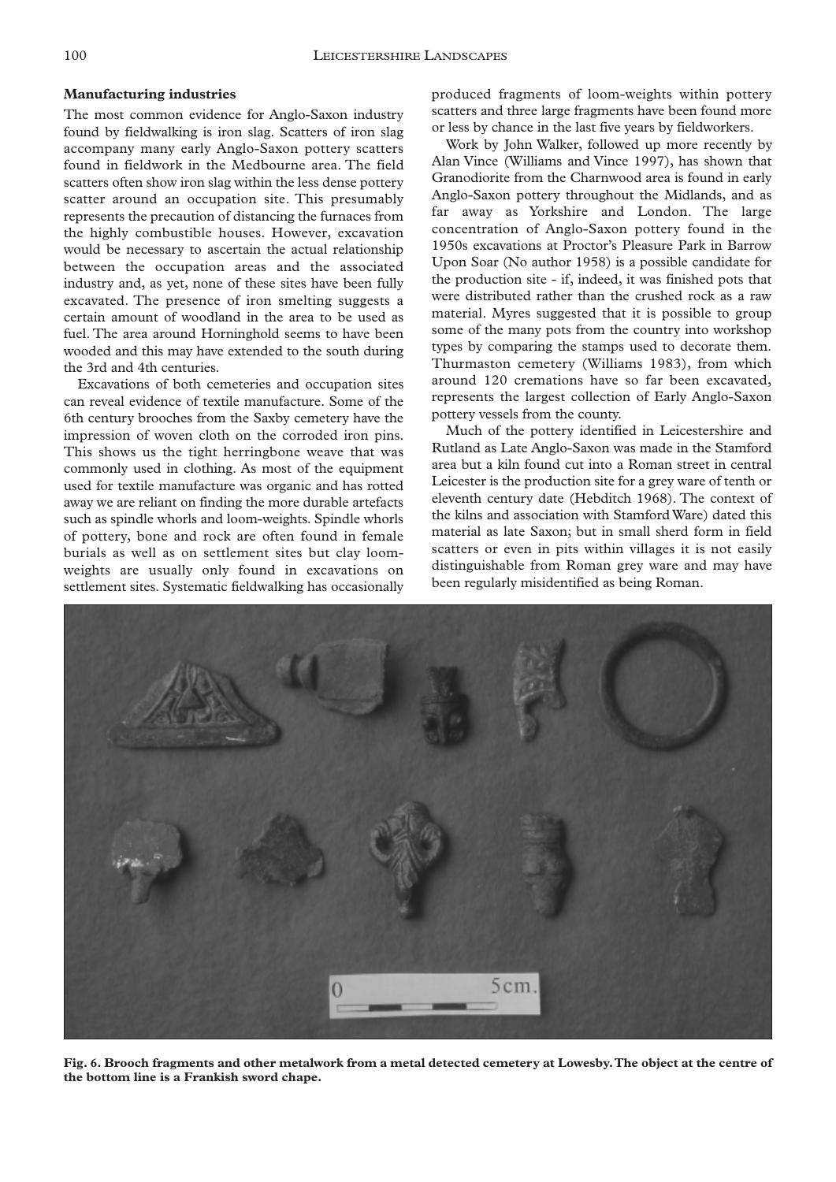## Manufacturing industries

The most common evidence for Anglo-Saxon industry found by fieldwalking is iron slag. Scatters of iron slag accompany many early Anglo-Saxon pottery scatters found in fieldwork in the Medbourne area. The field scatters often show iron slag within the less dense pottery scatter around an occupation site. This presumably represents the precaution of distancing the furnaces from the highly combustible houses. However, excavation would be necessary to ascertain the actual relationship between the occupation areas and the associated industry and, as yet, none of these sites have been fully excavated. The presence of iron smelting suggests a certain amount of woodland in the area to be used as fuel. The area around Horninghold seems to have been wooded and this may have extended to the south during the 3rd and 4th centuries.

Excavations of both cemeteries and occupation sites can reveal evidence of textile manufacture. Some of the 6th century brooches from the Saxby cemetery have the impression of woven cloth on the corroded iron pins. This shows us the tight herringbone weave that was commonly used in clothing. As most of the equipment used for textile manufacture was organic and has rotted away we are reliant on finding the more durable artefacts such as spindle whorls and loom-weights. Spindle whorls of pottery, bone and rock are often found in female burials as well as on settlement sites but clay loom-weights are usually only found in excavations on settlement sites. Systematic fieldwalking has occasionally produced fragments of loom-weights within pottery scatters and three large fragments have been found more or less by chance in the last five years by fieldworkers.

Work by John Walker, followed up more recently by Alan Vince (Williams and Vince 1997), has shown that Granodiorite from the Charnwood area is found in early Anglo-Saxon pottery throughout the Midlands, and as far away as Yorkshire and London. The large concentration of Anglo-Saxon pottery found in the 1950s excavations at Proctor's Pleasure Park in Barrow Upon Soar (No author 1958) is a possible candidate for the production site - if, indeed, it was finished pots that were distributed rather than the crushed rock as a raw material. Myres suggested that it is possible to group some of the many pots from the country into workshop types by comparing the stamps used to decorate them. Thurmaston cemetery (Williams 1983), from which around 120 cremations have so far been excavated, represents the largest collection of Early Anglo-Saxon pottery vessels from the county.

Much of the pottery identified in Leicestershire and Rutland as Late Anglo-Saxon was made in the Stamford area but a kiln found cut into a Roman street in central Leicester is the production site for a grey ware of tenth or eleventh century date (Hebditch 1968). The context of the kilns and association with Stamford Ware) dated this material as late Saxon; but in small sherd form in field scatters or even in pits within villages it is not easily distinguishable from Roman grey ware and may have been regularly misidentified as being Roman.

**Fig. 6. Brooch fragments and other metalwork from a metal detected cemetery at Lowesby. The object at the centre of the bottom line is a Frankish sword chape.**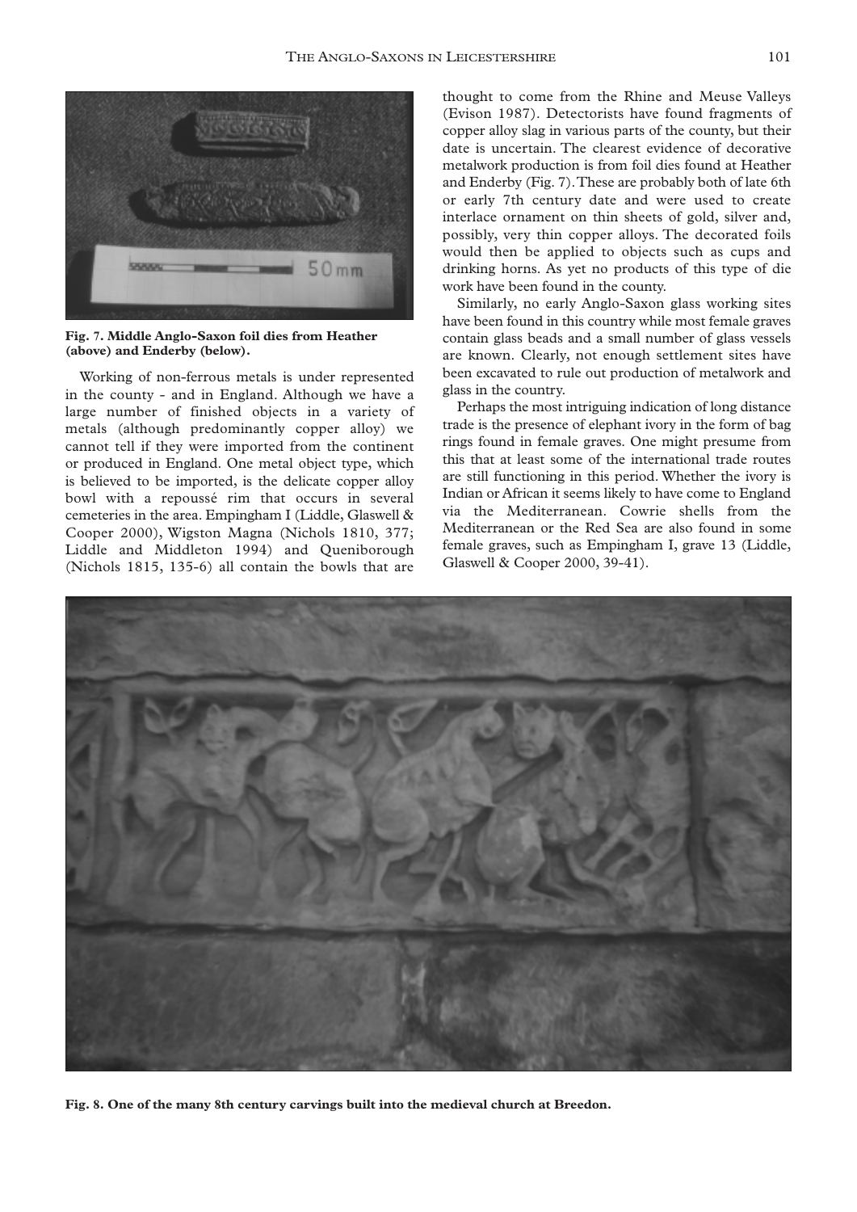**Fig. 7. Middle Anglo-Saxon foil dies from Heather (above) and Enderby (below).**

Working of non-ferrous metals is under represented in the county - and in England. Although we have a large number of finished objects in a variety of metals (although predominantly copper alloy) we cannot tell if they were imported from the continent or produced in England. One metal object type, which is believed to be imported, is the delicate copper alloy bowl with a repoussé rim that occurs in several cemeteries in the area. Empingham I (Liddle, Glaswell & Cooper 2000), Wigston Magna (Nichols 1810, 377; Liddle and Middleton 1994) and Queniborough (Nichols 1815, 135-6) all contain the bowls that are thought to come from the Rhine and Meuse Valleys (Evison 1987). Detectorists have found fragments of copper alloy slag in various parts of the county, but their date is uncertain. The clearest evidence of decorative metalwork production is from foil dies found at Heather and Enderby (Fig. 7). These are probably both of late 6th or early 7th century date and were used to create interlace ornament on thin sheets of gold, silver and, possibly, very thin copper alloys. The decorated foils would then be applied to objects such as cups and drinking horns. As yet no products of this type of die work have been found in the county.

Similarly, no early Anglo-Saxon glass working sites have been found in this country while most female graves contain glass beads and a small number of glass vessels are known. Clearly, not enough settlement sites have been excavated to rule out production of metalwork and glass in the country.

Perhaps the most intriguing indication of long distance trade is the presence of elephant ivory in the form of bag rings found in female graves. One might presume from this that at least some of the international trade routes are still functioning in this period. Whether the ivory is Indian or African it seems likely to have come to England via the Mediterranean. Cowrie shells from the Mediterranean or the Red Sea are also found in some female graves, such as Empingham I, grave 13 (Liddle, Glaswell & Cooper 2000, 39-41).

**Fig. 8. One of the many 8th century carvings built into the medieval church at Breedon.**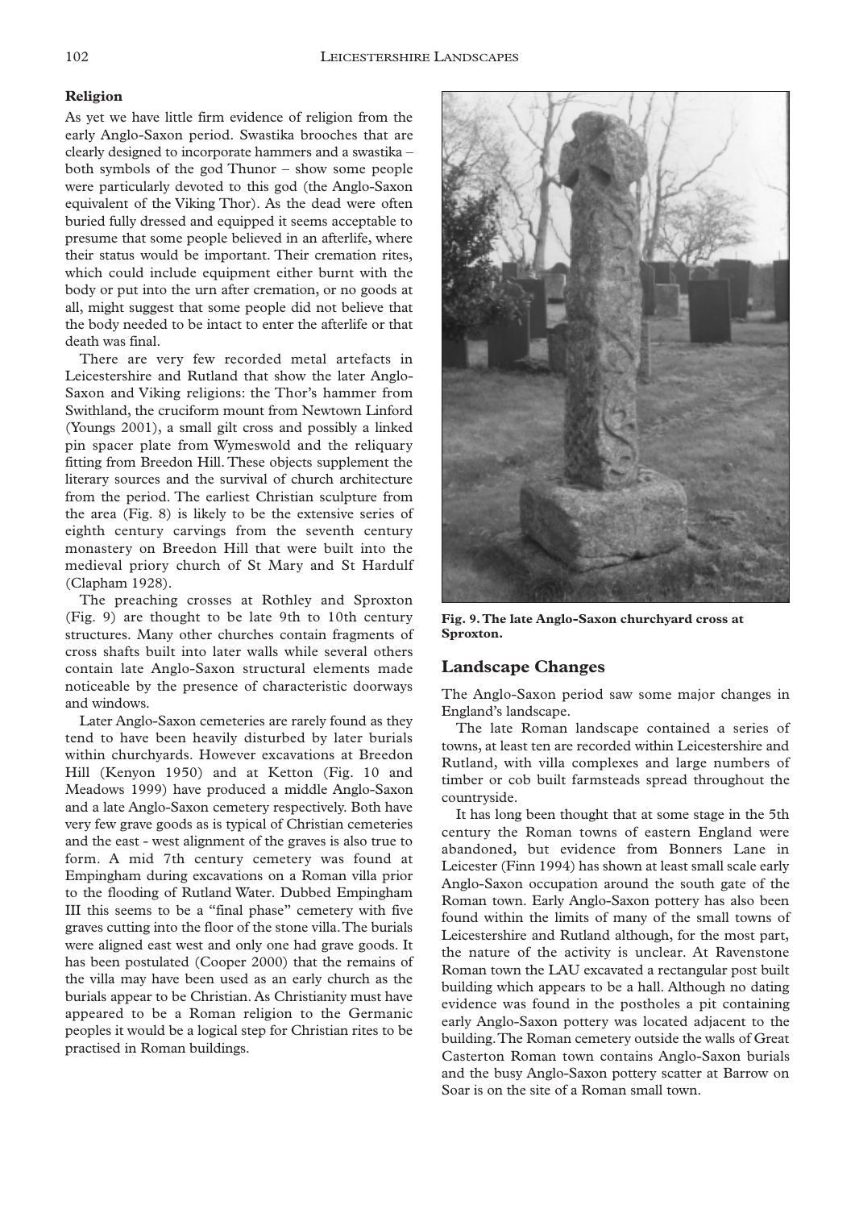### Religion

As yet we have little firm evidence of religion from the early Anglo-Saxon period. Swastika brooches that are clearly designed to incorporate hammers and a swastika – both symbols of the god Thunor – show some people were particularly devoted to this god (the Anglo-Saxon equivalent of the Viking Thor). As the dead were often buried fully dressed and equipped it seems acceptable to presume that some people believed in an afterlife, where their status would be important. Their cremation rites, which could include equipment either burnt with the body or put into the urn after cremation, or no goods at all, might suggest that some people did not believe that the body needed to be intact to enter the afterlife or that death was final.

There are very few recorded metal artefacts in Leicestershire and Rutland that show the later Anglo-Saxon and Viking religions: the Thor's hammer from Swithland, the cruciform mount from Newtown Linford (Youngs 2001), a small gilt cross and possibly a linked pin spacer plate from Wymeswold and the reliquary fitting from Breedon Hill. These objects supplement the literary sources and the survival of church architecture from the period. The earliest Christian sculpture from the area (Fig. 8) is likely to be the extensive series of eighth century carvings from the seventh century monastery on Breedon Hill that were built into the medieval priory church of St Mary and St Hardulf (Clapham 1928).

The preaching crosses at Rothley and Sproxton (Fig. 9) are thought to be late 9th to 10th century structures. Many other churches contain fragments of cross shafts built into later walls while several others contain late Anglo-Saxon structural elements made noticeable by the presence of characteristic doorways and windows.

Later Anglo-Saxon cemeteries are rarely found as they tend to have been heavily disturbed by later burials within churchyards. However excavations at Breedon Hill (Kenyon 1950) and at Ketton (Fig. 10 and Meadows 1999) have produced a middle Anglo-Saxon and a late Anglo-Saxon cemetery respectively. Both have very few grave goods as is typical of Christian cemeteries and the east - west alignment of the graves is also true to form. A mid 7th century cemetery was found at Empingham during excavations on a Roman villa prior to the flooding of Rutland Water. Dubbed Empingham III this seems to be a "final phase" cemetery with five graves cutting into the floor of the stone villa. The burials were aligned east west and only one had grave goods. It has been postulated (Cooper 2000) that the remains of the villa may have been used as an early church as the burials appear to be Christian. As Christianity must have appeared to be a Roman religion to the Germanic peoples it would be a logical step for Christian rites to be practised in Roman buildings.

**Fig. 9. The late Anglo-Saxon churchyard cross at Sproxton.**

## Landscape Changes

The Anglo-Saxon period saw some major changes in England's landscape.

The late Roman landscape contained a series of towns, at least ten are recorded within Leicestershire and Rutland, with villa complexes and large numbers of timber or cob built farmsteads spread throughout the countryside.

It has long been thought that at some stage in the 5th century the Roman towns of eastern England were abandoned, but evidence from Bonners Lane in Leicester (Finn 1994) has shown at least small scale early Anglo-Saxon occupation around the south gate of the Roman town. Early Anglo-Saxon pottery has also been found within the limits of many of the small towns of Leicestershire and Rutland although, for the most part, the nature of the activity is unclear. At Ravenstone Roman town the LAU excavated a rectangular post built building which appears to be a hall. Although no dating evidence was found in the postholes a pit containing early Anglo-Saxon pottery was located adjacent to the building. The Roman cemetery outside the walls of Great Casterton Roman town contains Anglo-Saxon burials and the busy Anglo-Saxon pottery scatter at Barrow on Soar is on the site of a Roman small town.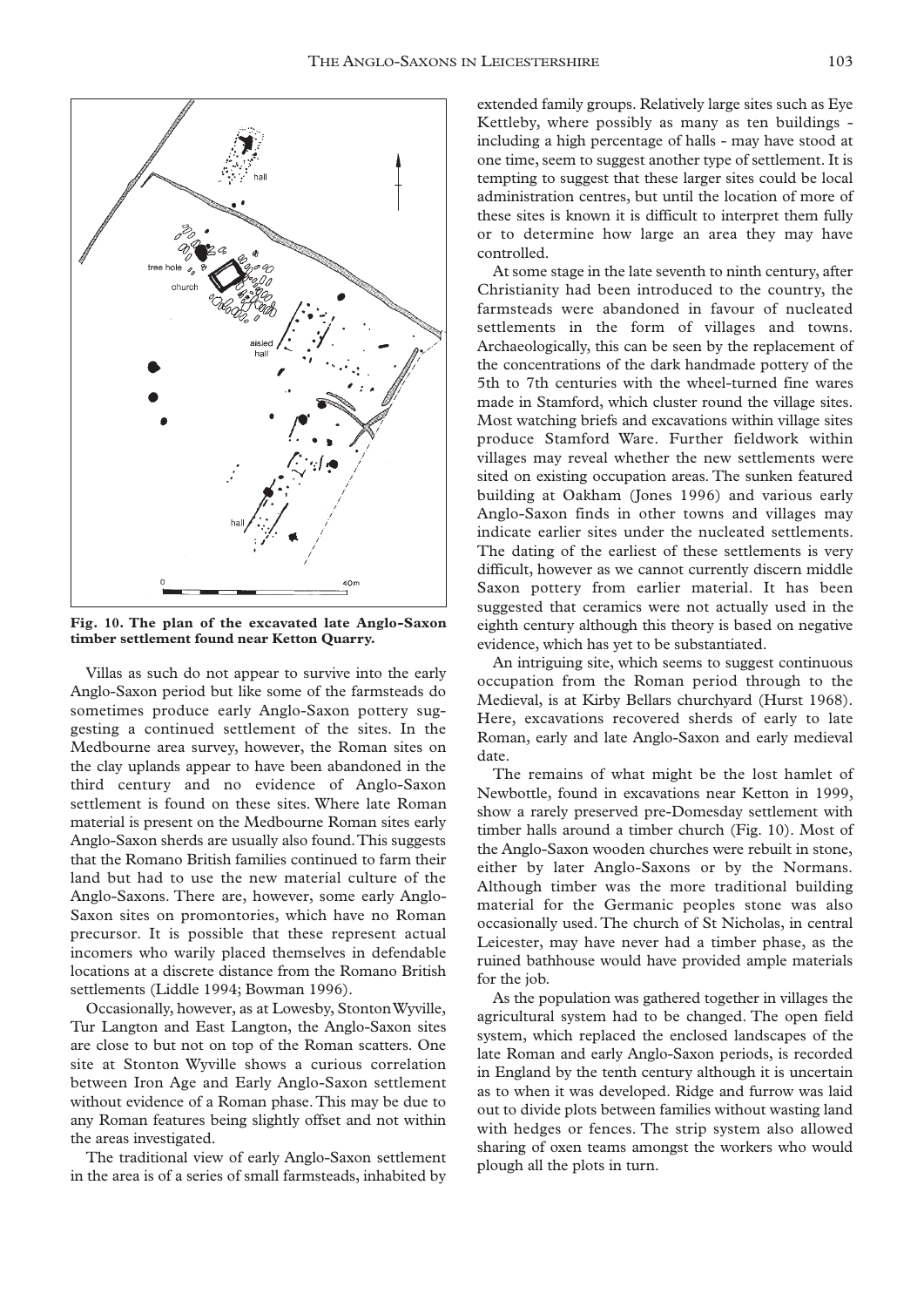**Fig. 10. The plan of the excavated late Anglo-Saxon timber settlement found near Ketton Quarry.**

Villas as such do not appear to survive into the early Anglo-Saxon period but like some of the farmsteads do sometimes produce early Anglo-Saxon pottery suggesting a continued settlement of the sites. In the Medbourne area survey, however, the Roman sites on the clay uplands appear to have been abandoned in the third century and no evidence of Anglo-Saxon settlement is found on these sites. Where late Roman material is present on the Medbourne Roman sites early Anglo-Saxon sherds are usually also found. This suggests that the Romano British families continued to farm their land but had to use the new material culture of the Anglo-Saxons. There are, however, some early Anglo-Saxon sites on promontories, which have no Roman precursor. It is possible that these represent actual incomers who warily placed themselves in defendable locations at a discrete distance from the Romano British settlements (Liddle 1994; Bowman 1996).

Occasionally, however, as at Lowesby, Stonton Wyville, Tur Langton and East Langton, the Anglo-Saxon sites are close to but not on top of the Roman scatters. One site at Stonton Wyville shows a curious correlation between Iron Age and Early Anglo-Saxon settlement without evidence of a Roman phase. This may be due to any Roman features being slightly offset and not within the areas investigated.

The traditional view of early Anglo-Saxon settlement in the area is of a series of small farmsteads, inhabited by extended family groups. Relatively large sites such as Eye Kettleby, where possibly as many as ten buildings - including a high percentage of halls - may have stood at one time, seem to suggest another type of settlement. It is tempting to suggest that these larger sites could be local administration centres, but until the location of more of these sites is known it is difficult to interpret them fully or to determine how large an area they may have controlled.

At some stage in the late seventh to ninth century, after Christianity had been introduced to the country, the farmsteads were abandoned in favour of nucleated settlements in the form of villages and towns. Archaeologically, this can be seen by the replacement of the concentrations of the dark handmade pottery of the 5th to 7th centuries with the wheel-turned fine wares made in Stamford, which cluster round the village sites. Most watching briefs and excavations within village sites produce Stamford Ware. Further fieldwork within villages may reveal whether the new settlements were sited on existing occupation areas. The sunken featured building at Oakham (Jones 1996) and various early Anglo-Saxon finds in other towns and villages may indicate earlier sites under the nucleated settlements. The dating of the earliest of these settlements is very difficult, however as we cannot currently discern middle Saxon pottery from earlier material. It has been suggested that ceramics were not actually used in the eighth century although this theory is based on negative evidence, which has yet to be substantiated.

An intriguing site, which seems to suggest continuous occupation from the Roman period through to the Medieval, is at Kirby Bellars churchyard (Hurst 1968). Here, excavations recovered sherds of early to late Roman, early and late Anglo-Saxon and early medieval date.

The remains of what might be the lost hamlet of Newbottle, found in excavations near Ketton in 1999, show a rarely preserved pre-Domesday settlement with timber halls around a timber church (Fig. 10). Most of the Anglo-Saxon wooden churches were rebuilt in stone, either by later Anglo-Saxons or by the Normans. Although timber was the more traditional building material for the Germanic peoples stone was also occasionally used. The church of St Nicholas, in central Leicester, may have never had a timber phase, as the ruined bathhouse would have provided ample materials for the job.

As the population was gathered together in villages the agricultural system had to be changed. The open field system, which replaced the enclosed landscapes of the late Roman and early Anglo-Saxon periods, is recorded in England by the tenth century although it is uncertain as to when it was developed. Ridge and furrow was laid out to divide plots between families without wasting land with hedges or fences. The strip system also allowed sharing of oxen teams amongst the workers who would plough all the plots in turn.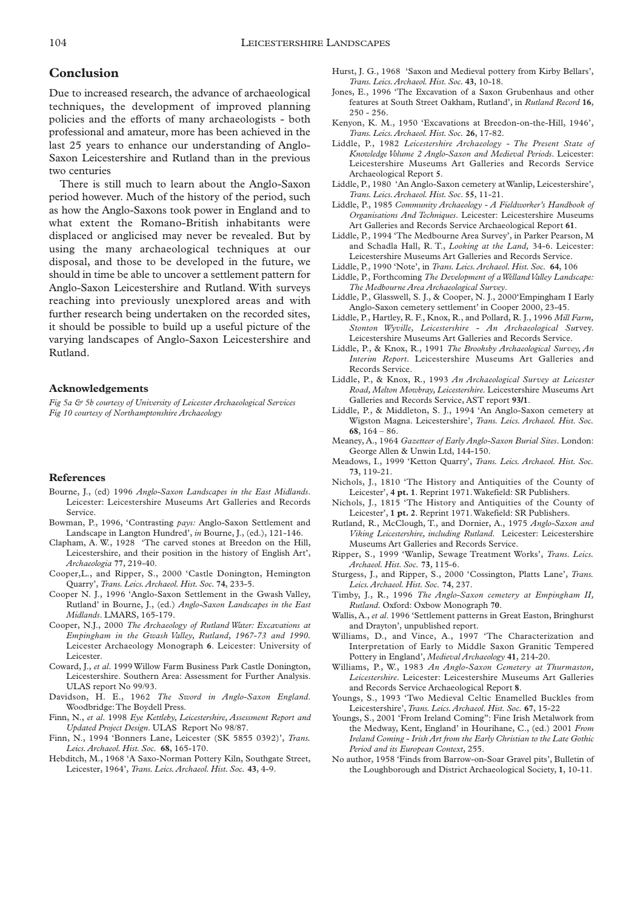## Conclusion

Due to increased research, the advance of archaeological techniques, the development of improved planning policies and the efforts of many archaeologists - both professional and amateur, more has been achieved in the last 25 years to enhance our understanding of Anglo-Saxon Leicestershire and Rutland than in the previous two centuries

There is still much to learn about the Anglo-Saxon period however. Much of the history of the period, such as how the Anglo-Saxons took power in England and to what extent the Romano-British inhabitants were displaced or anglicised may never be revealed. But by using the many archaeological techniques at our disposal, and those to be developed in the future, we should in time be able to uncover a settlement pattern for Anglo-Saxon Leicestershire and Rutland. With surveys reaching into previously unexplored areas and with further research being undertaken on the recorded sites, it should be possible to build up a useful picture of the varying landscapes of Anglo-Saxon Leicestershire and Rutland.

### Acknowledgements

*Fig 5a & 5b courtesy of University of Leicester Archaeological Services*
*Fig 10 courtesy of Northamptonshire Archaeology*

### References

Bourne, J., (ed) 1996 *Anglo-Saxon Landscapes in the East Midlands*. Leicester: Leicestershire Museums Art Galleries and Records Service.

Bowman, P., 1996, 'Contrasting *pays:* Anglo-Saxon Settlement and Landscape in Langton Hundred', *in* Bourne, J., (ed.), 121-146.

Clapham, A. W., 1928 'The carved stones at Breedon on the Hill, Leicestershire, and their position in the history of English Art', *Archaeologia* **77**, 219-40.

Cooper,L., and Ripper, S., 2000 'Castle Donington, Hemington Quarry', *Trans. Leics. Archaeol. Hist. Soc.* **74**, 233-5.

Cooper N. J., 1996 'Anglo-Saxon Settlement in the Gwash Valley, Rutland' in Bourne, J., (ed.) *Anglo-Saxon Landscapes in the East Midlands*. LMARS, 165-179.

Cooper, N.J., 2000 *The Archaeology of Rutland Water: Excavations at Empingham in the Gwash Valley, Rutland, 1967-73 and 1990.* Leicester Archaeology Monograph **6**. Leicester: University of Leicester.

Coward, J., *et al*. 1999 Willow Farm Business Park Castle Donington, Leicestershire. Southern Area: Assessment for Further Analysis. ULAS report No 99/93.

Davidson, H. E., 1962 *The Sword in Anglo-Saxon England*. Woodbridge: The Boydell Press.

Finn, N., *et al*. 1998 *Eye Kettleby, Leicestershire, Assessment Report and Updated Project Design*. ULAS Report No 98/87.

Finn, N., 1994 'Bonners Lane, Leicester (SK 5855 0392)', *Trans. Leics. Archaeol. Hist. Soc.* **68**, 165-170.

Hebditch, M., 1968 'A Saxo-Norman Pottery Kiln, Southgate Street, Leicester, 1964', *Trans. Leics. Archaeol. Hist. Soc.* **43**, 4-9.

Hurst, J. G., 1968 'Saxon and Medieval pottery from Kirby Bellars', *Trans. Leics. Archaeol. Hist. Soc.* **43**, 10-18.

Jones, E., 1996 'The Excavation of a Saxon Grubenhaus and other features at South Street Oakham, Rutland', in *Rutland Record* **16**, 250 - 256.

Kenyon, K. M., 1950 'Excavations at Breedon-on-the-Hill, 1946', *Trans. Leics. Archaeol. Hist. Soc.* **26**, 17-82.

Liddle, P., 1982 *Leicestershire Archaeology - The Present State of Knowledge Volume 2 Anglo-Saxon and Medieval Periods*. Leicester: Leicestershire Museums Art Galleries and Records Service Archaeological Report **5**.

Liddle, P., 1980 'An Anglo-Saxon cemetery at Wanlip, Leicestershire', *Trans. Leics. Archaeol. Hist. Soc.* **55**, 11-21.

Liddle, P., 1985 *Community Archaeology - A Fieldworker's Handbook of Organisations And Techniques*. Leicester: Leicestershire Museums Art Galleries and Records Service Archaeological Report **61**.

Liddle, P., 1994 'The Medbourne Area Survey', in Parker Pearson, M and Schadla Hall, R. T., *Looking at the Land,* 34-6. Leicester: Leicestershire Museums Art Galleries and Records Service.

Liddle, P., 1990 'Note', in *Trans. Leics. Archaeol. Hist. Soc.* **64**, 106

Liddle, P., Forthcoming *The Development of a Welland Valley Landscape: The Medbourne Area Archaeological Survey*.

Liddle, P., Glasswell, S. J., & Cooper, N. J., 2000'Empingham I Early Anglo-Saxon cemetery settlement' in Cooper 2000, 23-45.

Liddle, P., Hartley, R. F., Knox, R., and Pollard, R. J., 1996 *Mill Farm, Stonton Wyville, Leicestershire - An Archaeological Su*rvey. Leicestershire Museums Art Galleries and Records Service.

Liddle, P., & Knox, R., 1991 *The Brooksby Archaeological Survey, An Interim Report*. Leicestershire Museums Art Galleries and Records Service.

Liddle, P., & Knox, R., 1993 *An Archaeological Survey at Leicester Road, Melton Mowbray, Leicestershire.* Leicestershire Museums Art Galleries and Records Service, AST report **93/1**.

Liddle, P., & Middleton, S. J., 1994 'An Anglo-Saxon cemetery at Wigston Magna. Leicestershire', *Trans. Leics. Archaeol. Hist. Soc.* **68**, 164 – 86.

Meaney, A., 1964 *Gazetteer of Early Anglo-Saxon Burial Sites*. London: George Allen & Unwin Ltd, 144-150.

Meadows, I., 1999 'Ketton Quarry', *Trans. Leics. Archaeol. Hist. Soc.* **73**, 119-21.

Nichols, J., 1810 'The History and Antiquities of the County of Leicester', **4 pt. 1**. Reprint 1971. Wakefield: SR Publishers.

Nichols, J., 1815 'The History and Antiquities of the County of Leicester', **1 pt. 2**. Reprint 1971. Wakefield: SR Publishers.

Rutland, R., McClough, T., and Dornier, A., 1975 *Anglo-Saxon and Viking Leicestershire, including Rutland.* Leicester: Leicestershire Museums Art Galleries and Records Service.

Ripper, S., 1999 'Wanlip, Sewage Treatment Works', *Trans. Leics. Archaeol. Hist. Soc.* **73**, 115-6.

Sturgess, J., and Ripper, S., 2000 'Cossington, Platts Lane', *Trans. Leics. Archaeol. Hist. Soc.* **74**, 237.

Timby, J., R., 1996 *The Anglo-Saxon cemetery at Empingham II, Rutland*. Oxford: Oxbow Monograph **70**.

Wallis, A., *et al*. 1996 'Settlement patterns in Great Easton, Bringhurst and Drayton', unpublished report.

Williams, D., and Vince, A., 1997 'The Characterization and Interpretation of Early to Middle Saxon Granitic Tempered Pottery in England', *Medieval Archaeology* **41**, 214-20.

Williams, P., W., 1983 *An Anglo-Saxon Cemetery at Thurmaston, Leicestershire*. Leicester: Leicestershire Museums Art Galleries and Records Service Archaeological Report **8**.

Youngs, S., 1993 'Two Medieval Celtic Enamelled Buckles from Leicestershire', *Trans. Leics. Archaeol. Hist. Soc.* **67**, 15-22

Youngs, S., 2001 'From Ireland Coming": Fine Irish Metalwork from the Medway, Kent, England' in Hourihane, C., (ed.) 2001 *From Ireland Coming - Irish Art from the Early Christian to the Late Gothic Period and its European Context*, 255.

No author, 1958 'Finds from Barrow-on-Soar Gravel pits', Bulletin of the Loughborough and District Archaeological Society, **1**, 10-11.